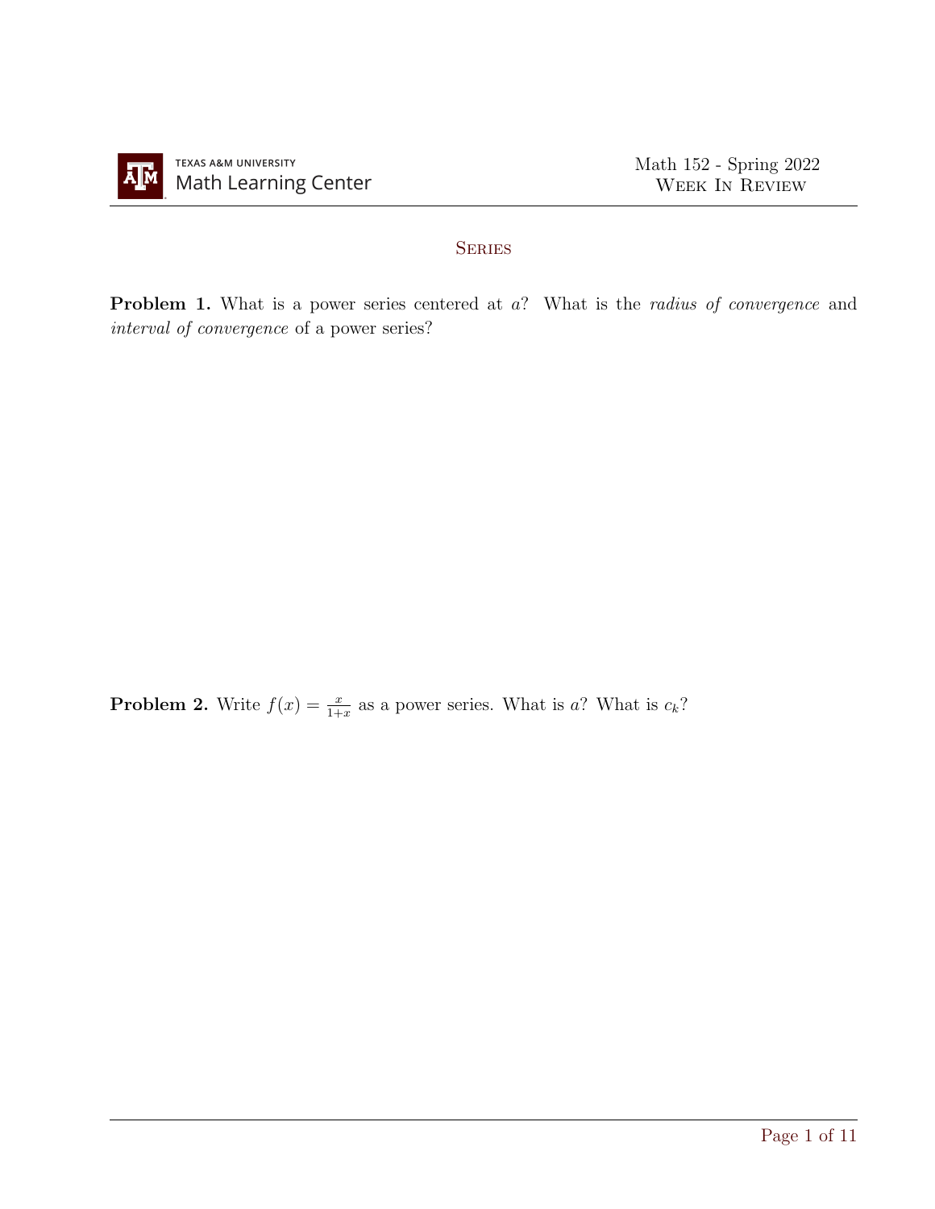# Series

**Problem 1.** What is a power series centered at $a$? What is the *radius of convergence* and *interval of convergence* of a power series?

**Problem 2.** Write $f(x) = \frac{x}{1+x}$ as a power series. What is $a$? What is $c_k$?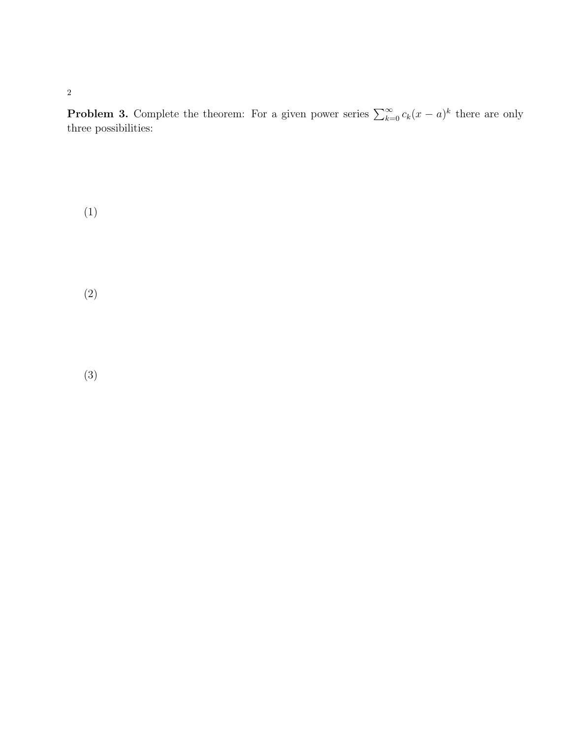**Problem 3.** Complete the theorem: For a given power series $\sum_{k=0}^{\infty} c_k(x-a)^k$ there are only three possibilities:

(1)

(2)

(3)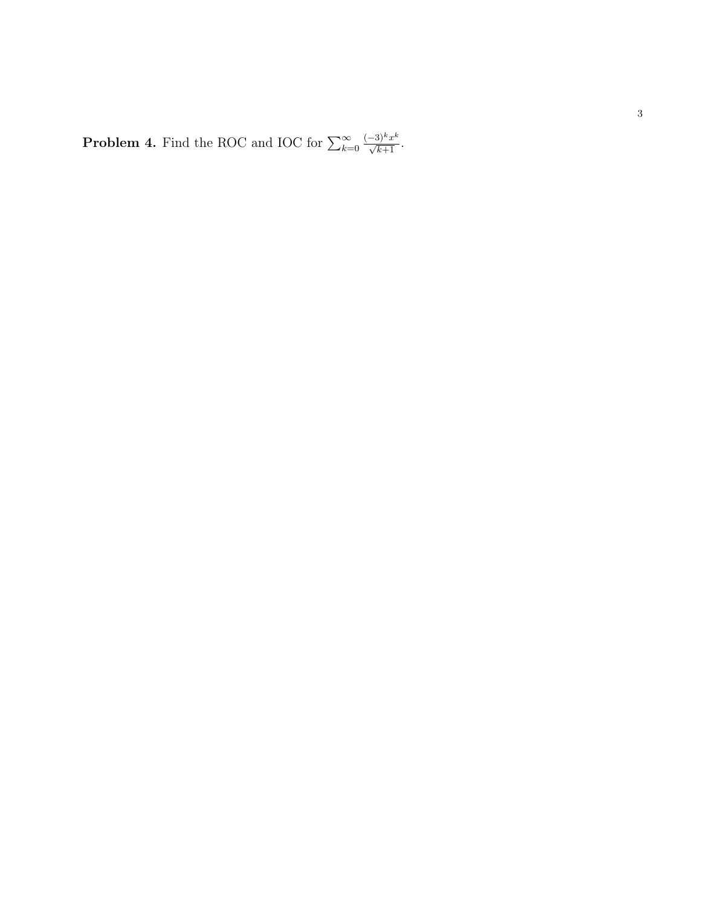**Problem 4.** Find the ROC and IOC for $\sum_{k=0}^{\infty} \frac{(-3)^k x^k}{\sqrt{k+1}}$.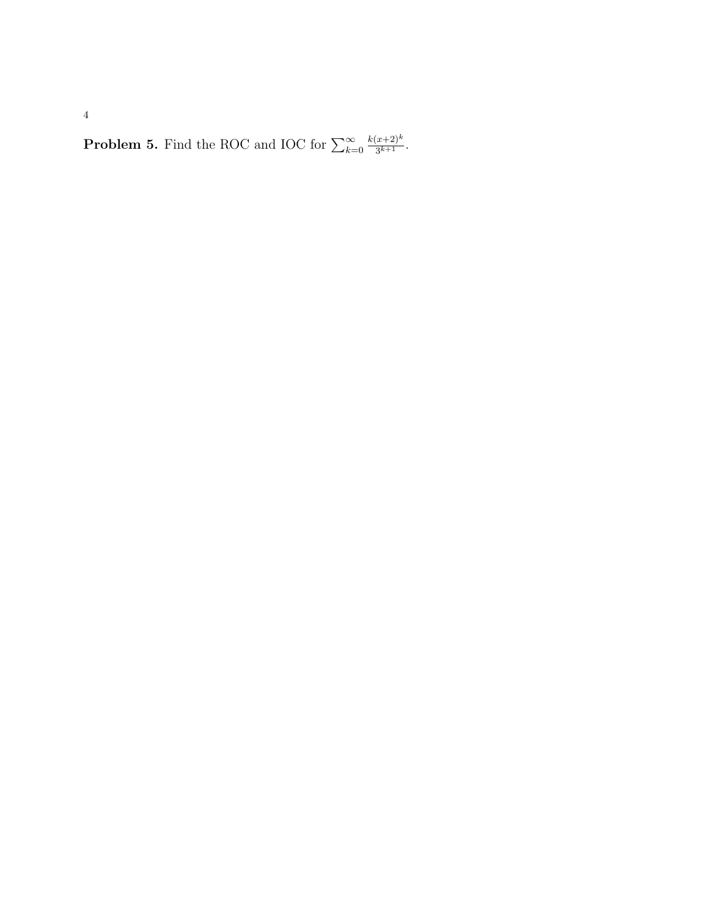**Problem 5.** Find the ROC and IOC for $\sum_{k=0}^{\infty} \frac{k(x+2)^k}{3^{k+1}}$.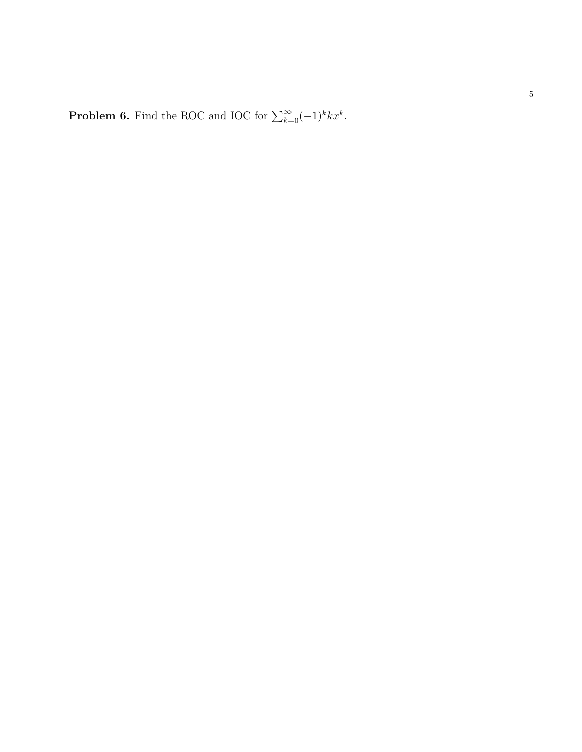**Problem 6.** Find the ROC and IOC for $\sum_{k=0}^{\infty}(-1)^k k x^k$.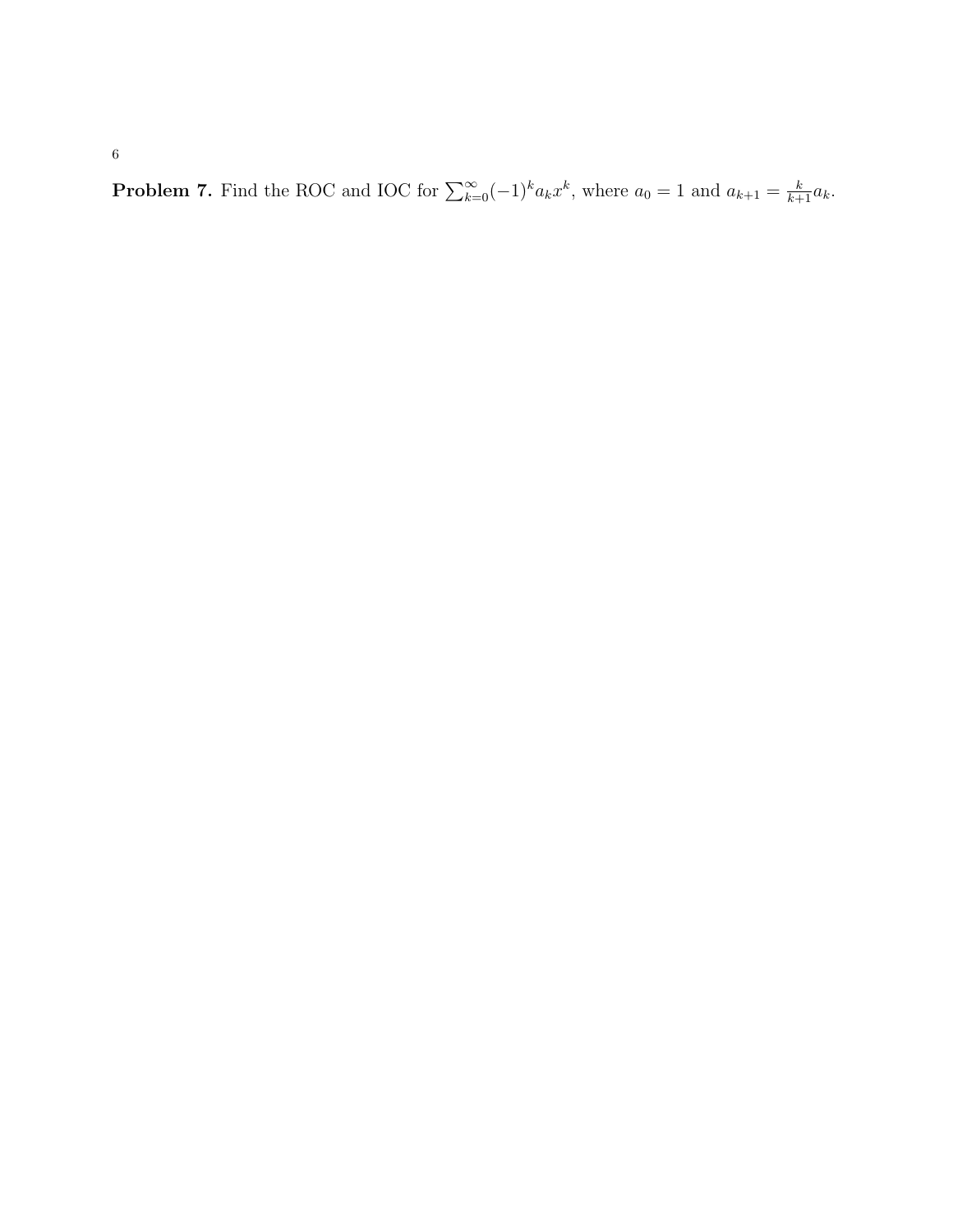**Problem 7.** Find the ROC and IOC for $\sum_{k=0}^{\infty}(-1)^k a_k x^k$, where $a_0 = 1$ and $a_{k+1} = \frac{k}{k+1}a_k$.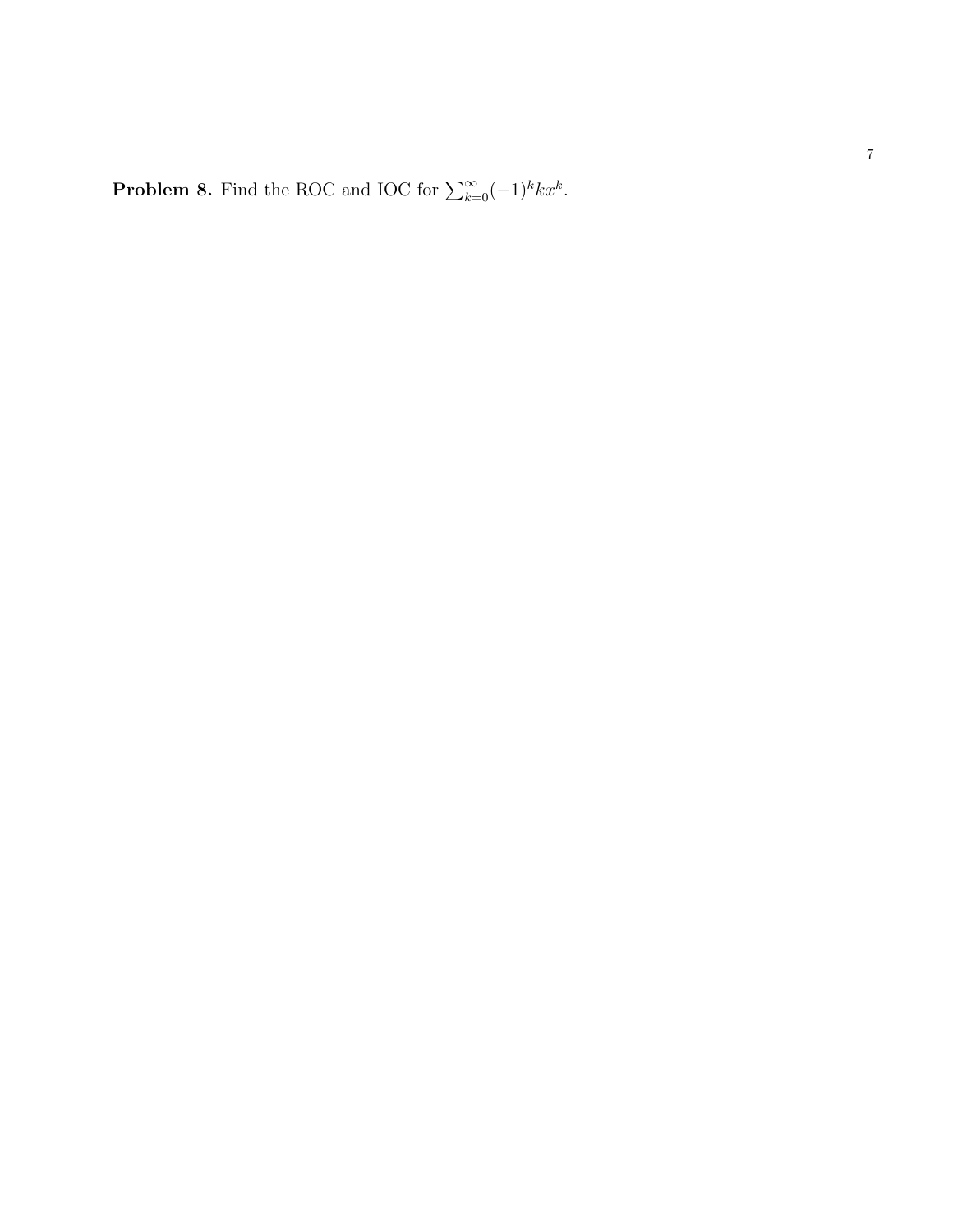**Problem 8.** Find the ROC and IOC for $\sum_{k=0}^{\infty}(-1)^k k x^k$.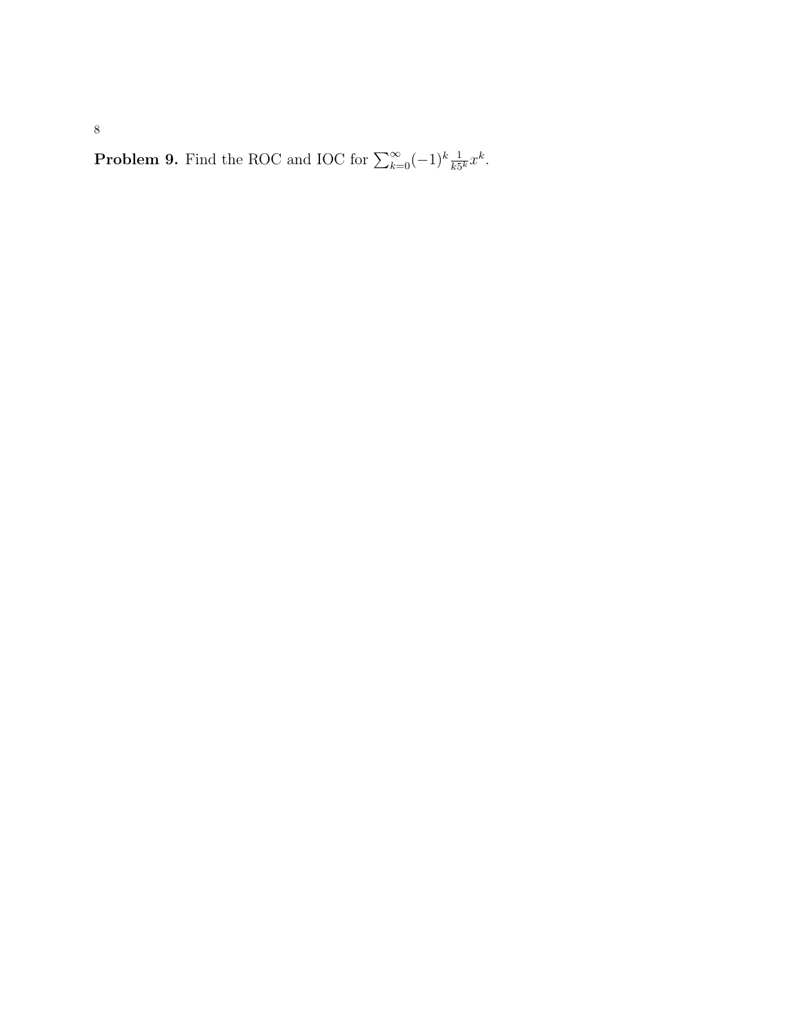**Problem 9.** Find the ROC and IOC for $\sum_{k=0}^{\infty}(-1)^k \frac{1}{k5^k}x^k$.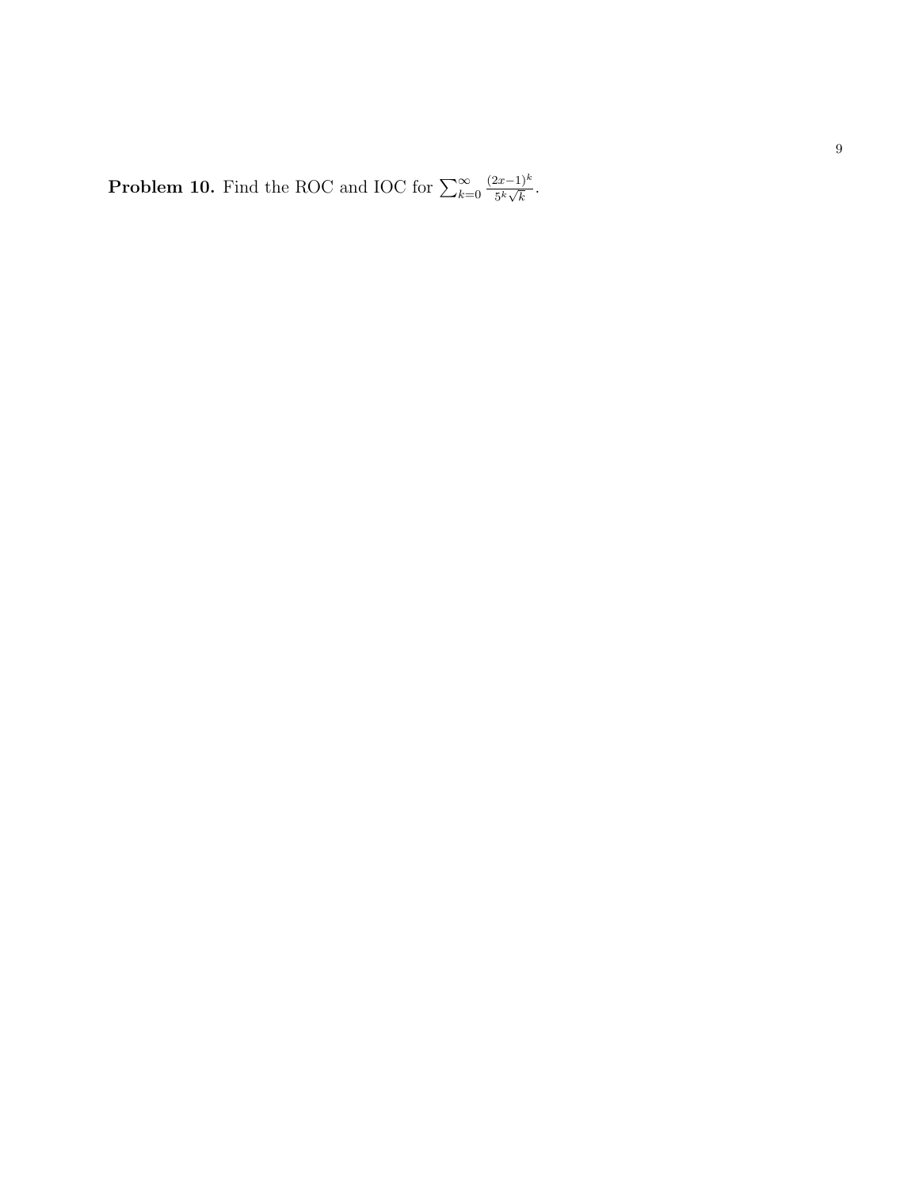**Problem 10.** Find the ROC and IOC for $\sum_{k=0}^{\infty} \frac{(2x-1)^k}{5^k \sqrt{k}}$.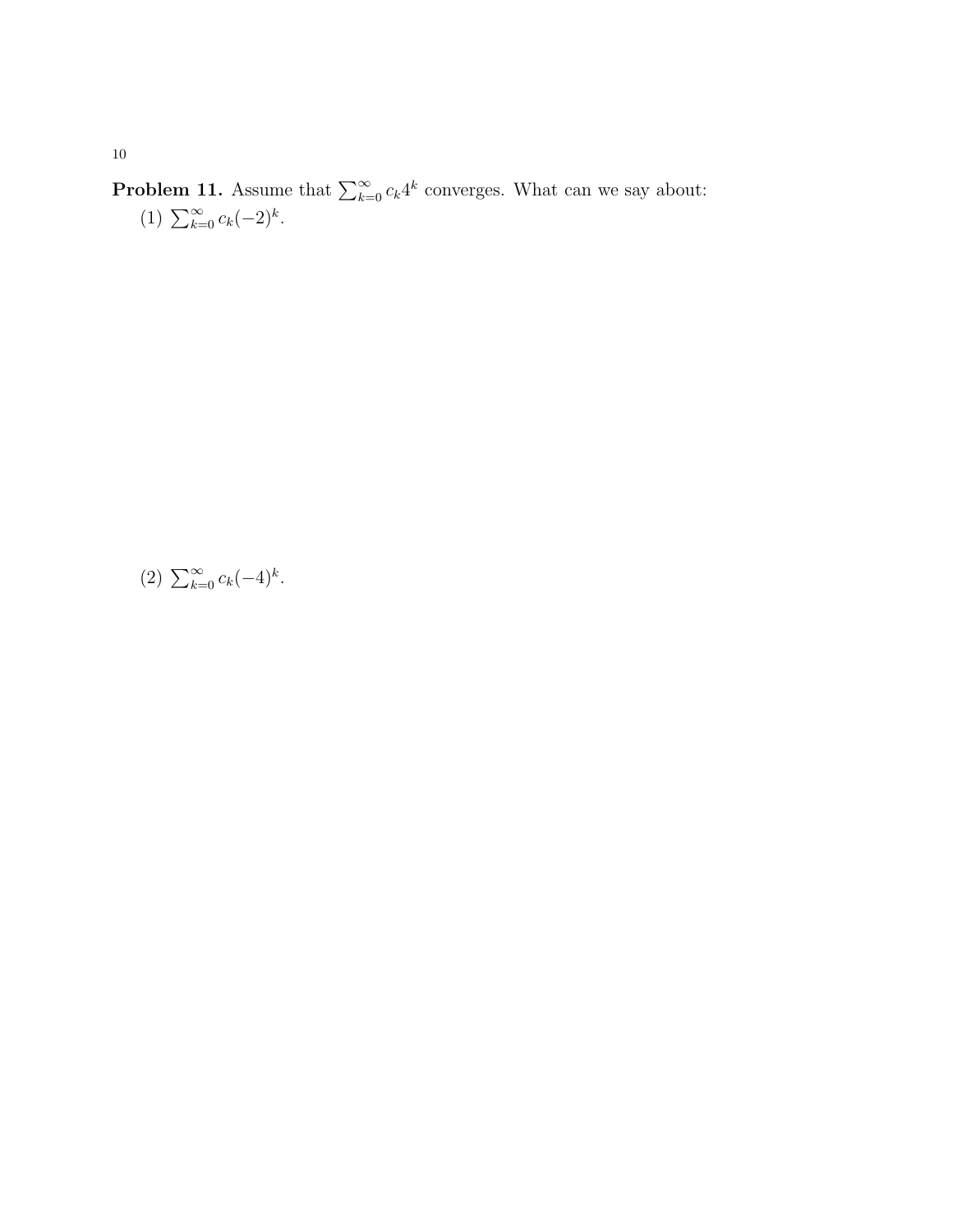**Problem 11.** Assume that $\sum_{k=0}^{\infty} c_k 4^k$ converges. What can we say about:

(1) $\sum_{k=0}^{\infty} c_k (-2)^k$.

(2) $\sum_{k=0}^{\infty} c_k (-4)^k$.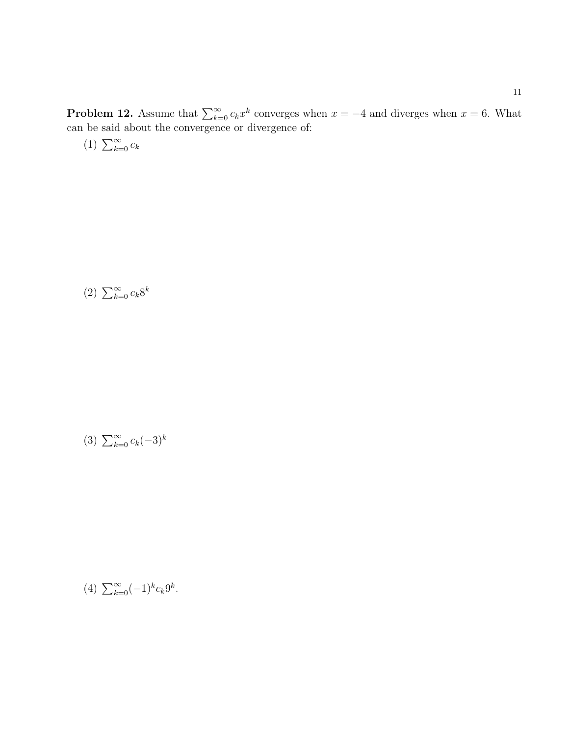**Problem 12.** Assume that $\sum_{k=0}^{\infty} c_k x^k$ converges when $x = -4$ and diverges when $x = 6$. What can be said about the convergence or divergence of:

(1) $\sum_{k=0}^{\infty} c_k$

(2) $\sum_{k=0}^{\infty} c_k 8^k$

(3) $\sum_{k=0}^{\infty} c_k (-3)^k$

(4) $\sum_{k=0}^{\infty} (-1)^k c_k 9^k$.